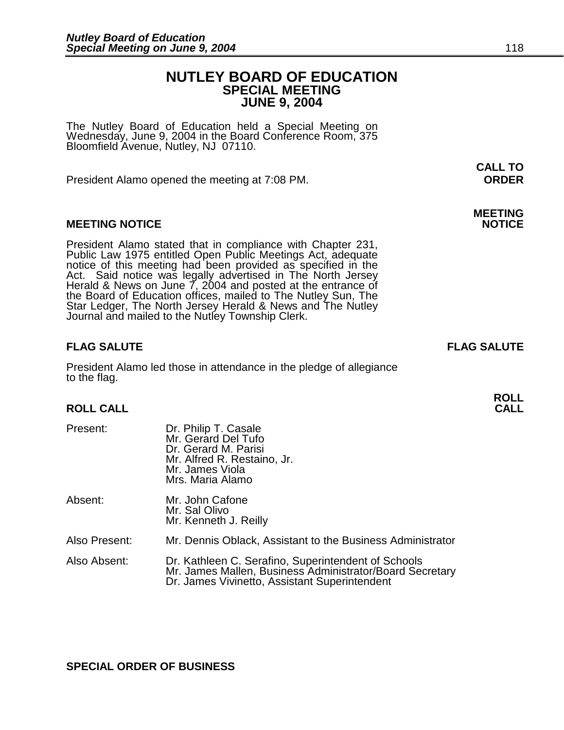# NUTLEY BOARD OF EDUCATION
## SPECIAL MEETING
## JUNE 9, 2004

The Nutley Board of Education held a Special Meeting on Wednesday, June 9, 2004 in the Board Conference Room, 375 Bloomfield Avenue, Nutley, NJ 07110.

**CALL TO ORDER**

President Alamo opened the meeting at 7:08 PM.

**MEETING NOTICE**

President Alamo stated that in compliance with Chapter 231, Public Law 1975 entitled Open Public Meetings Act, adequate notice of this meeting had been provided as specified in the Act. Said notice was legally advertised in The North Jersey Herald & News on June 7, 2004 and posted at the entrance of the Board of Education offices, mailed to The Nutley Sun, The Star Ledger, The North Jersey Herald & News and The Nutley Journal and mailed to the Nutley Township Clerk.

**FLAG SALUTE**

President Alamo led those in attendance in the pledge of allegiance to the flag.

**ROLL CALL**

Present: Dr. Philip T. Casale
Mr. Gerard Del Tufo
Dr. Gerard M. Parisi
Mr. Alfred R. Restaino, Jr.
Mr. James Viola
Mrs. Maria Alamo

Absent: Mr. John Cafone
Mr. Sal Olivo
Mr. Kenneth J. Reilly

Also Present: Mr. Dennis Oblack, Assistant to the Business Administrator

Also Absent: Dr. Kathleen C. Serafino, Superintendent of Schools
Mr. James Mallen, Business Administrator/Board Secretary
Dr. James Vivinetto, Assistant Superintendent

**SPECIAL ORDER OF BUSINESS**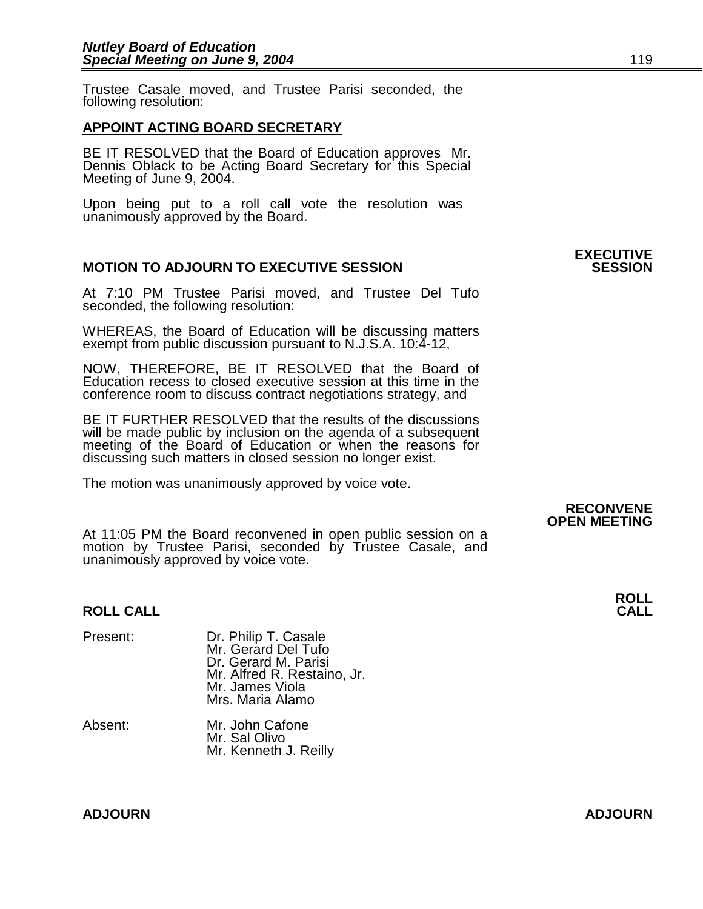Trustee Casale moved, and Trustee Parisi seconded, the following resolution:

**APPOINT ACTING BOARD SECRETARY**

BE IT RESOLVED that the Board of Education approves Mr. Dennis Oblack to be Acting Board Secretary for this Special Meeting of June 9, 2004.

Upon being put to a roll call vote the resolution was unanimously approved by the Board.

**EXECUTIVE SESSION**

**MOTION TO ADJOURN TO EXECUTIVE SESSION**

At 7:10 PM Trustee Parisi moved, and Trustee Del Tufo seconded, the following resolution:

WHEREAS, the Board of Education will be discussing matters exempt from public discussion pursuant to N.J.S.A. 10:4-12,

NOW, THEREFORE, BE IT RESOLVED that the Board of Education recess to closed executive session at this time in the conference room to discuss contract negotiations strategy, and

BE IT FURTHER RESOLVED that the results of the discussions will be made public by inclusion on the agenda of a subsequent meeting of the Board of Education or when the reasons for discussing such matters in closed session no longer exist.

The motion was unanimously approved by voice vote.

**RECONVENE OPEN MEETING**

At 11:05 PM the Board reconvened in open public session on a motion by Trustee Parisi, seconded by Trustee Casale, and unanimously approved by voice vote.

**ROLL CALL**

**ROLL CALL**

Present:
Dr. Philip T. Casale
Mr. Gerard Del Tufo
Dr. Gerard M. Parisi
Mr. Alfred R. Restaino, Jr.
Mr. James Viola
Mrs. Maria Alamo

Absent:
Mr. John Cafone
Mr. Sal Olivo
Mr. Kenneth J. Reilly

**ADJOURN**

**ADJOURN**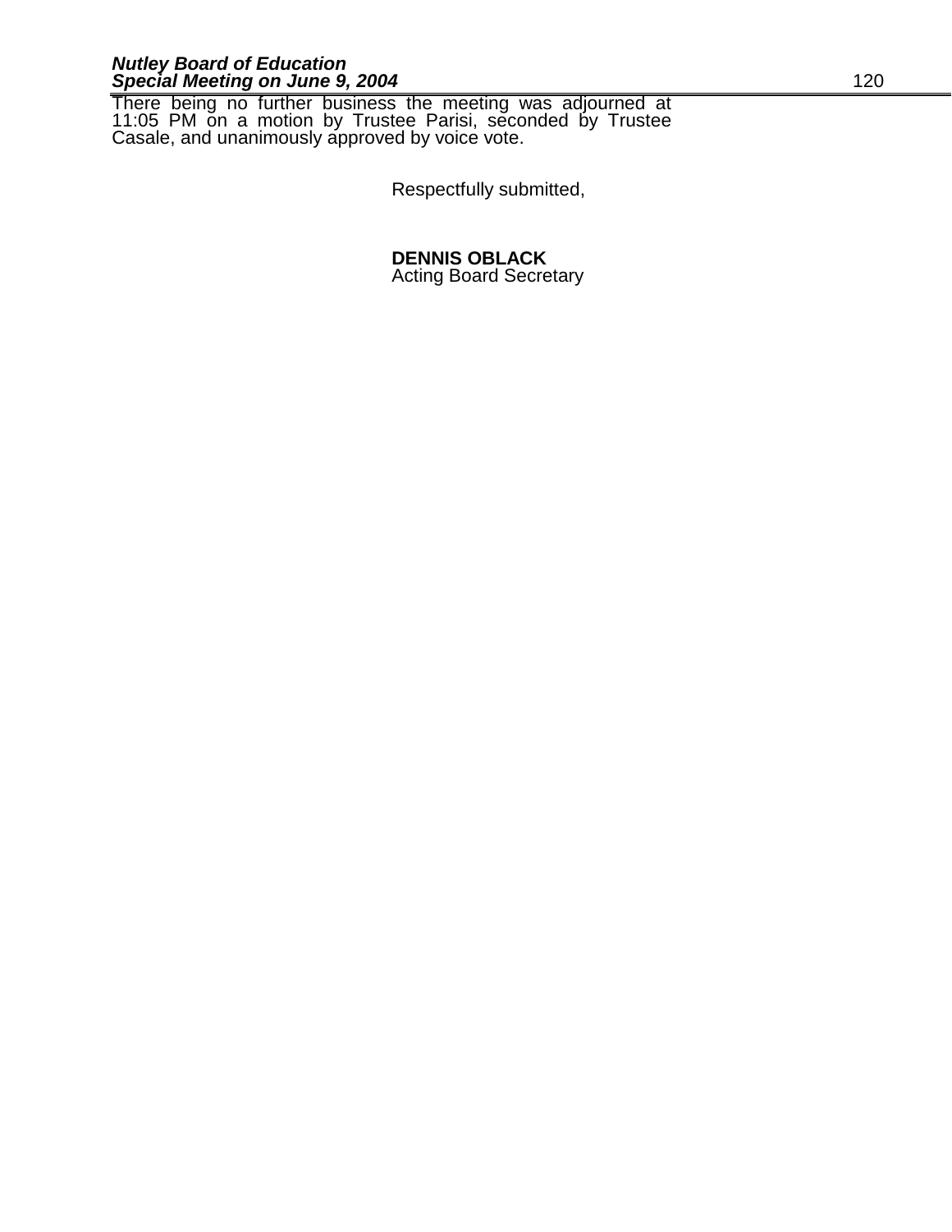There being no further business the meeting was adjourned at 11:05 PM on a motion by Trustee Parisi, seconded by Trustee Casale, and unanimously approved by voice vote.

Respectfully submitted,

**DENNIS OBLACK**
Acting Board Secretary